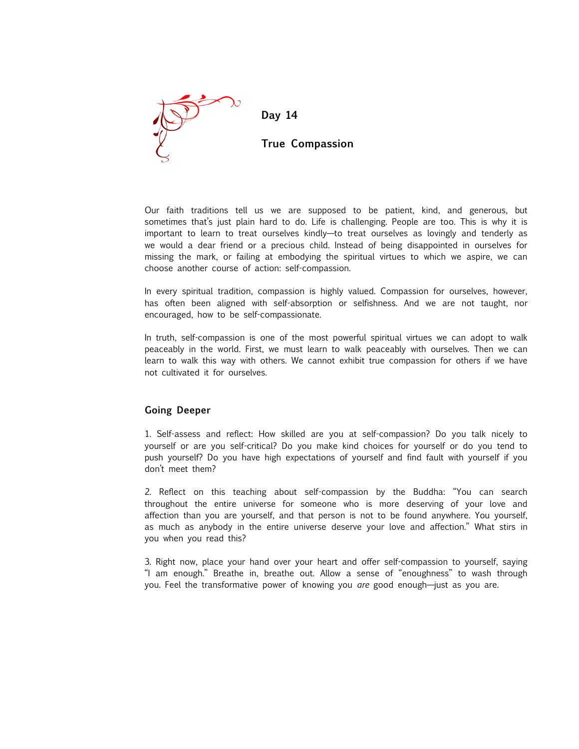## Day 14

## True Compassion

Our faith traditions tell us we are supposed to be patient, kind, and generous, but sometimes that's just plain hard to do. Life is challenging. People are too. This is why it is important to learn to treat ourselves kindly—to treat ourselves as lovingly and tenderly as we would a dear friend or a precious child. Instead of being disappointed in ourselves for missing the mark, or failing at embodying the spiritual virtues to which we aspire, we can choose another course of action: self-compassion.

In every spiritual tradition, compassion is highly valued. Compassion for ourselves, however, has often been aligned with self-absorption or selfishness. And we are not taught, nor encouraged, how to be self-compassionate.

In truth, self-compassion is one of the most powerful spiritual virtues we can adopt to walk peaceably in the world. First, we must learn to walk peaceably with ourselves. Then we can learn to walk this way with others. We cannot exhibit true compassion for others if we have not cultivated it for ourselves.

### Going Deeper

1. Self-assess and reflect: How skilled are you at self-compassion? Do you talk nicely to yourself or are you self-critical? Do you make kind choices for yourself or do you tend to push yourself? Do you have high expectations of yourself and find fault with yourself if you don't meet them?

2. Reflect on this teaching about self-compassion by the Buddha: "You can search throughout the entire universe for someone who is more deserving of your love and affection than you are yourself, and that person is not to be found anywhere. You yourself, as much as anybody in the entire universe deserve your love and affection." What stirs in you when you read this?

3. Right now, place your hand over your heart and offer self-compassion to yourself, saying "I am enough." Breathe in, breathe out. Allow a sense of "enoughness" to wash through you. Feel the transformative power of knowing you *are* good enough—just as you are.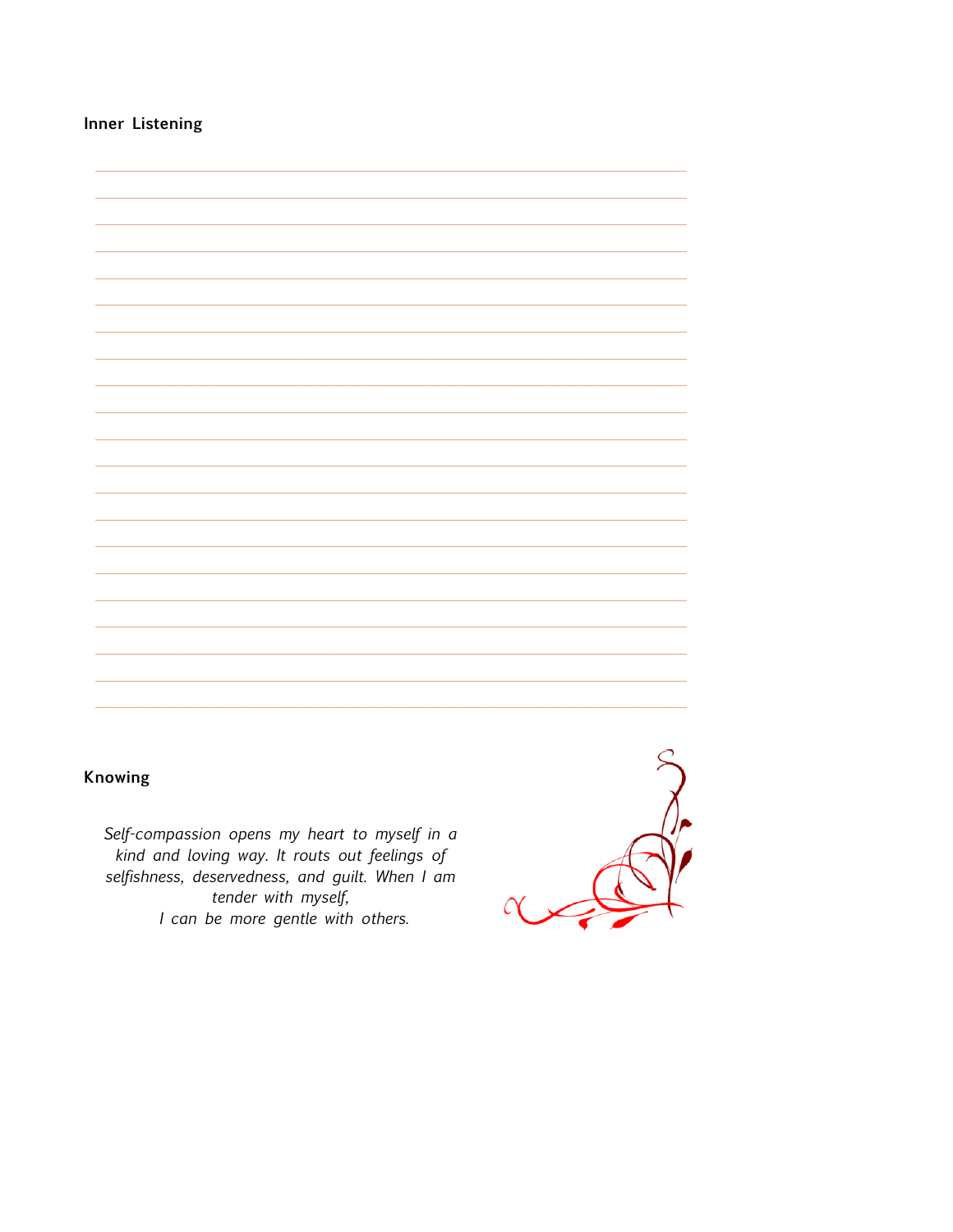**Inner Listening**

**Knowing**

*Self-compassion opens my heart to myself in a kind and loving way. It routs out feelings of selfishness, deservedness, and guilt. When I am tender with myself,*
*I can be more gentle with others.*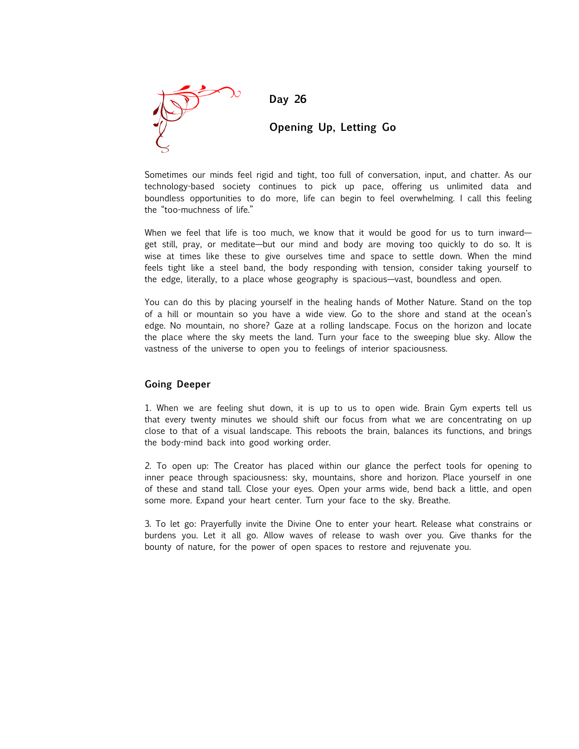## Day 26

## Opening Up, Letting Go

Sometimes our minds feel rigid and tight, too full of conversation, input, and chatter. As our technology-based society continues to pick up pace, offering us unlimited data and boundless opportunities to do more, life can begin to feel overwhelming. I call this feeling the "too-muchness of life."

When we feel that life is too much, we know that it would be good for us to turn inward—get still, pray, or meditate—but our mind and body are moving too quickly to do so. It is wise at times like these to give ourselves time and space to settle down. When the mind feels tight like a steel band, the body responding with tension, consider taking yourself to the edge, literally, to a place whose geography is spacious—vast, boundless and open.

You can do this by placing yourself in the healing hands of Mother Nature. Stand on the top of a hill or mountain so you have a wide view. Go to the shore and stand at the ocean's edge. No mountain, no shore? Gaze at a rolling landscape. Focus on the horizon and locate the place where the sky meets the land. Turn your face to the sweeping blue sky. Allow the vastness of the universe to open you to feelings of interior spaciousness.

### Going Deeper

1. When we are feeling shut down, it is up to us to open wide. Brain Gym experts tell us that every twenty minutes we should shift our focus from what we are concentrating on up close to that of a visual landscape. This reboots the brain, balances its functions, and brings the body-mind back into good working order.

2. To open up: The Creator has placed within our glance the perfect tools for opening to inner peace through spaciousness: sky, mountains, shore and horizon. Place yourself in one of these and stand tall. Close your eyes. Open your arms wide, bend back a little, and open some more. Expand your heart center. Turn your face to the sky. Breathe.

3. To let go: Prayerfully invite the Divine One to enter your heart. Release what constrains or burdens you. Let it all go. Allow waves of release to wash over you. Give thanks for the bounty of nature, for the power of open spaces to restore and rejuvenate you.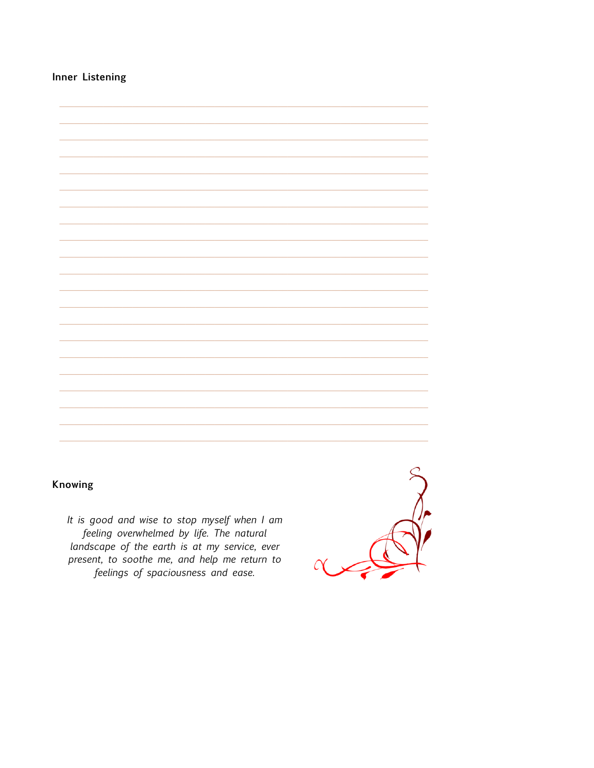**Inner Listening**

**Knowing**

*It is good and wise to stop myself when I am feeling overwhelmed by life. The natural landscape of the earth is at my service, ever present, to soothe me, and help me return to feelings of spaciousness and ease.*